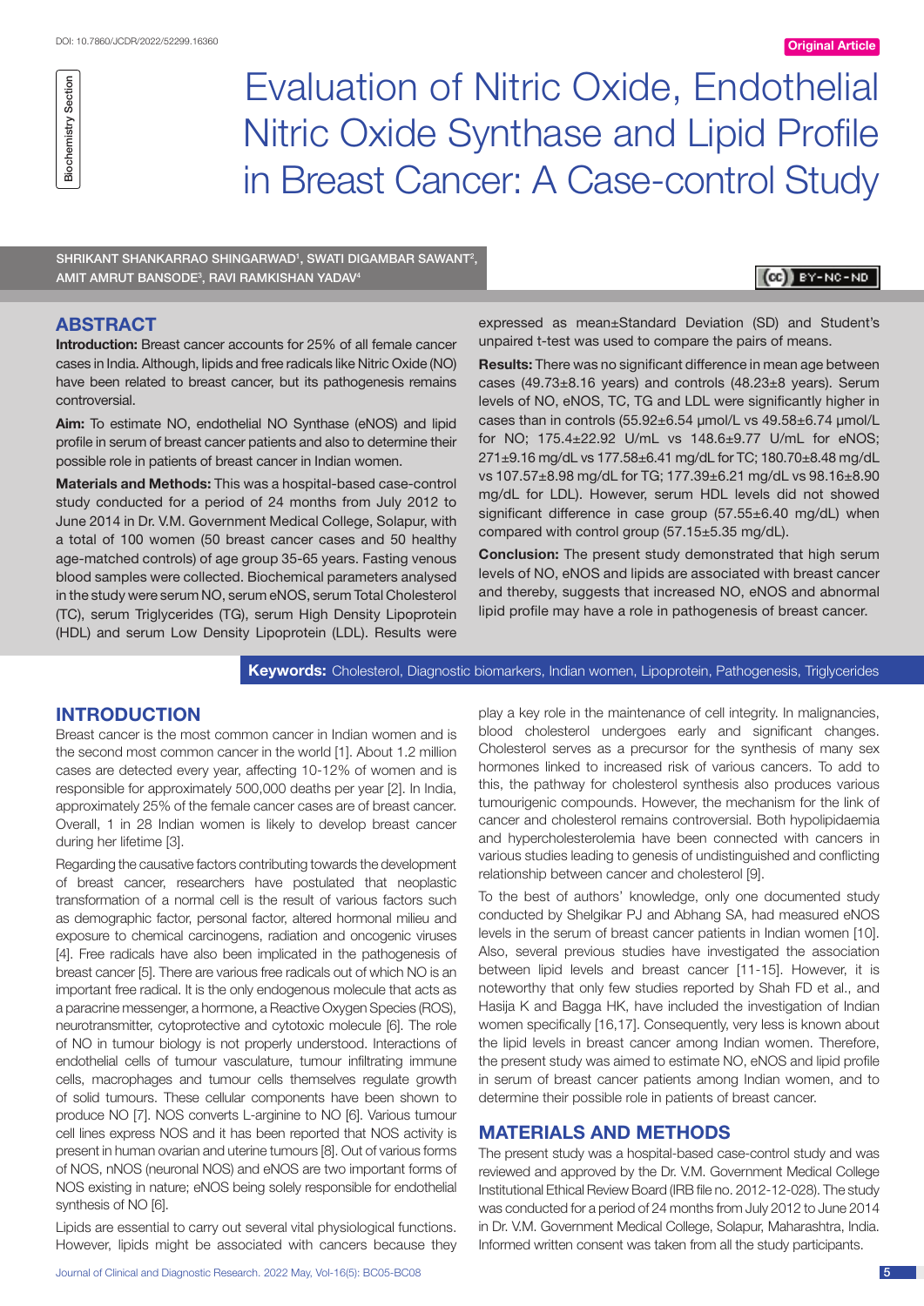# Evaluation of Nitric Oxide, Endothelial Nitric Oxide Synthase and Lipid Profile in Breast Cancer: A Case-control Study

Biochemistry Section

Original Article

SHRIKANT SHANKARRAO SHINGARWAD[1], SWATI DIGAMBAR SAWANT[2], AMIT AMRUT BANSODE[3], RAVI RAMKISHAN YADAV[4]

## ABSTRACT

**Introduction:** Breast cancer accounts for 25% of all female cancer cases in India. Although, lipids and free radicals like Nitric Oxide (NO) have been related to breast cancer, but its pathogenesis remains controversial.

**Aim:** To estimate NO, endothelial NO Synthase (eNOS) and lipid profile in serum of breast cancer patients and also to determine their possible role in patients of breast cancer in Indian women.

**Materials and Methods:** This was a hospital-based case-control study conducted for a period of 24 months from July 2012 to June 2014 in Dr. V.M. Government Medical College, Solapur, with a total of 100 women (50 breast cancer cases and 50 healthy age-matched controls) of age group 35-65 years. Fasting venous blood samples were collected. Biochemical parameters analysed in the study were serum NO, serum eNOS, serum Total Cholesterol (TC), serum Triglycerides (TG), serum High Density Lipoprotein (HDL) and serum Low Density Lipoprotein (LDL). Results were expressed as mean±Standard Deviation (SD) and Student's unpaired t-test was used to compare the pairs of means.

**Results:** There was no significant difference in mean age between cases (49.73±8.16 years) and controls (48.23±8 years). Serum levels of NO, eNOS, TC, TG and LDL were significantly higher in cases than in controls (55.92±6.54 μmol/L vs 49.58±6.74 μmol/L for NO; 175.4±22.92 U/mL vs 148.6±9.77 U/mL for eNOS; 271±9.16 mg/dL vs 177.58±6.41 mg/dL for TC; 180.70±8.48 mg/dL vs 107.57±8.98 mg/dL for TG; 177.39±6.21 mg/dL vs 98.16±8.90 mg/dL for LDL). However, serum HDL levels did not showed significant difference in case group (57.55±6.40 mg/dL) when compared with control group (57.15±5.35 mg/dL).

**Conclusion:** The present study demonstrated that high serum levels of NO, eNOS and lipids are associated with breast cancer and thereby, suggests that increased NO, eNOS and abnormal lipid profile may have a role in pathogenesis of breast cancer.

**Keywords:** Cholesterol, Diagnostic biomarkers, Indian women, Lipoprotein, Pathogenesis, Triglycerides

## INTRODUCTION

Breast cancer is the most common cancer in Indian women and is the second most common cancer in the world [1]. About 1.2 million cases are detected every year, affecting 10-12% of women and is responsible for approximately 500,000 deaths per year [2]. In India, approximately 25% of the female cancer cases are of breast cancer. Overall, 1 in 28 Indian women is likely to develop breast cancer during her lifetime [3].

Regarding the causative factors contributing towards the development of breast cancer, researchers have postulated that neoplastic transformation of a normal cell is the result of various factors such as demographic factor, personal factor, altered hormonal milieu and exposure to chemical carcinogens, radiation and oncogenic viruses [4]. Free radicals have also been implicated in the pathogenesis of breast cancer [5]. There are various free radicals out of which NO is an important free radical. It is the only endogenous molecule that acts as a paracrine messenger, a hormone, a Reactive Oxygen Species (ROS), neurotransmitter, cytoprotective and cytotoxic molecule [6]. The role of NO in tumour biology is not properly understood. Interactions of endothelial cells of tumour vasculature, tumour infiltrating immune cells, macrophages and tumour cells themselves regulate growth of solid tumours. These cellular components have been shown to produce NO [7]. NOS converts L-arginine to NO [6]. Various tumour cell lines express NOS and it has been reported that NOS activity is present in human ovarian and uterine tumours [8]. Out of various forms of NOS, nNOS (neuronal NOS) and eNOS are two important forms of NOS existing in nature; eNOS being solely responsible for endothelial synthesis of NO [6].

Lipids are essential to carry out several vital physiological functions. However, lipids might be associated with cancers because they play a key role in the maintenance of cell integrity. In malignancies, blood cholesterol undergoes early and significant changes. Cholesterol serves as a precursor for the synthesis of many sex hormones linked to increased risk of various cancers. To add to this, the pathway for cholesterol synthesis also produces various tumourigenic compounds. However, the mechanism for the link of cancer and cholesterol remains controversial. Both hypolipidaemia and hypercholesterolemia have been connected with cancers in various studies leading to genesis of undistinguished and conflicting relationship between cancer and cholesterol [9].

To the best of authors' knowledge, only one documented study conducted by Shelgikar PJ and Abhang SA, had measured eNOS levels in the serum of breast cancer patients in Indian women [10]. Also, several previous studies have investigated the association between lipid levels and breast cancer [11-15]. However, it is noteworthy that only few studies reported by Shah FD et al., and Hasija K and Bagga HK, have included the investigation of Indian women specifically [16,17]. Consequently, very less is known about the lipid levels in breast cancer among Indian women. Therefore, the present study was aimed to estimate NO, eNOS and lipid profile in serum of breast cancer patients among Indian women, and to determine their possible role in patients of breast cancer.

## MATERIALS AND METHODS

The present study was a hospital-based case-control study and was reviewed and approved by the Dr. V.M. Government Medical College Institutional Ethical Review Board (IRB file no. 2012-12-028). The study was conducted for a period of 24 months from July 2012 to June 2014 in Dr. V.M. Government Medical College, Solapur, Maharashtra, India. Informed written consent was taken from all the study participants.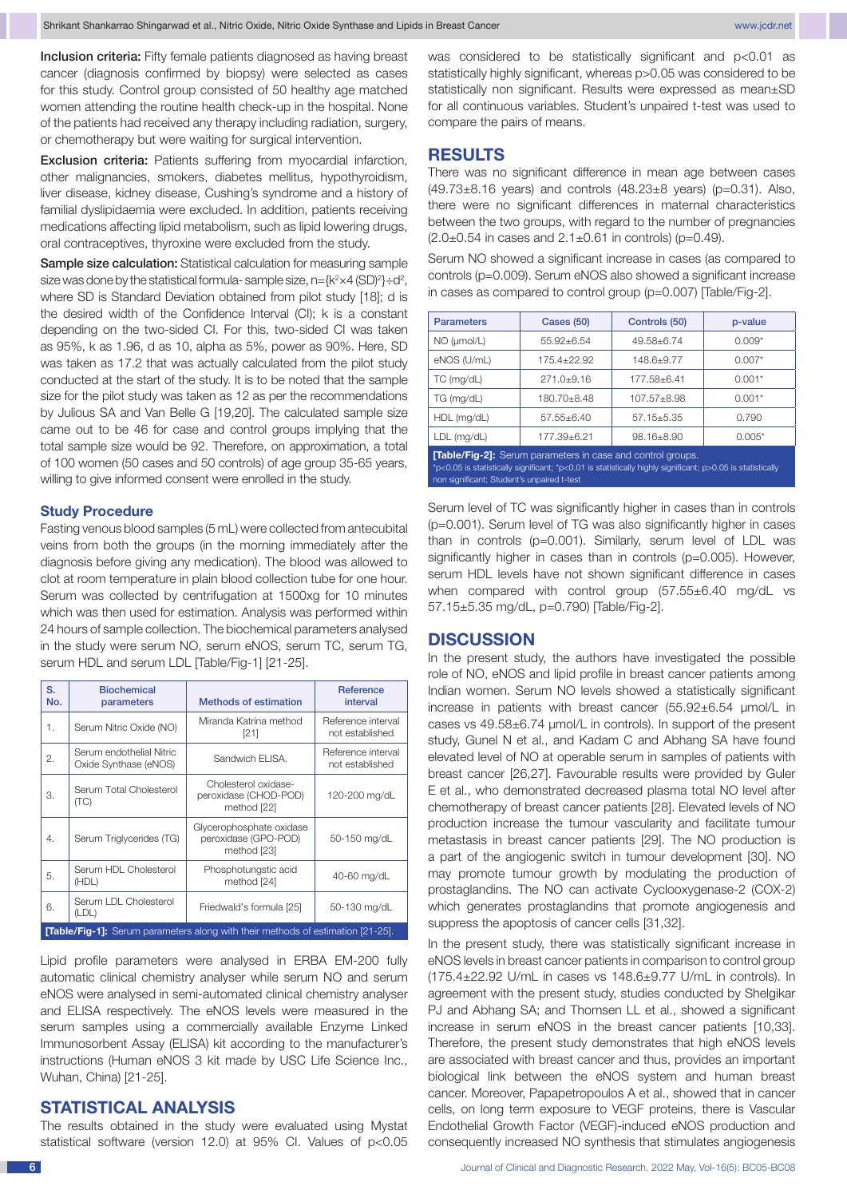**Inclusion criteria:** Fifty female patients diagnosed as having breast cancer (diagnosis confirmed by biopsy) were selected as cases for this study. Control group consisted of 50 healthy age matched women attending the routine health check-up in the hospital. None of the patients had received any therapy including radiation, surgery, or chemotherapy but were waiting for surgical intervention.

**Exclusion criteria:** Patients suffering from myocardial infarction, other malignancies, smokers, diabetes mellitus, hypothyroidism, liver disease, kidney disease, Cushing's syndrome and a history of familial dyslipidaemia were excluded. In addition, patients receiving medications affecting lipid metabolism, such as lipid lowering drugs, oral contraceptives, thyroxine were excluded from the study.

**Sample size calculation:** Statistical calculation for measuring sample size was done by the statistical formula- sample size, $n=\{k^2 \times 4\,(SD)^2\} \div d^2$, where SD is Standard Deviation obtained from pilot study [18]; d is the desired width of the Confidence Interval (CI); k is a constant depending on the two-sided CI. For this, two-sided CI was taken as 95%, k as 1.96, d as 10, alpha as 5%, power as 90%. Here, SD was taken as 17.2 that was actually calculated from the pilot study conducted at the start of the study. It is to be noted that the sample size for the pilot study was taken as 12 as per the recommendations by Julious SA and Van Belle G [19,20]. The calculated sample size came out to be 46 for case and control groups implying that the total sample size would be 92. Therefore, on approximation, a total of 100 women (50 cases and 50 controls) of age group 35-65 years, willing to give informed consent were enrolled in the study.

### Study Procedure

Fasting venous blood samples (5 mL) were collected from antecubital veins from both the groups (in the morning immediately after the diagnosis before giving any medication). The blood was allowed to clot at room temperature in plain blood collection tube for one hour. Serum was collected by centrifugation at 1500xg for 10 minutes which was then used for estimation. Analysis was performed within 24 hours of sample collection. The biochemical parameters analysed in the study were serum NO, serum eNOS, serum TC, serum TG, serum HDL and serum LDL [Table/Fig-1] [21-25].

| S. No. | Biochemical parameters | Methods of estimation | Reference interval |
|---|---|---|---|
| 1. | Serum Nitric Oxide (NO) | Miranda Katrina method [21] | Reference interval not established |
| 2. | Serum endothelial Nitric Oxide Synthase (eNOS) | Sandwich ELISA. | Reference interval not established |
| 3. | Serum Total Cholesterol (TC) | Cholesterol oxidase-peroxidase (CHOD-POD) method [22] | 120-200 mg/dL |
| 4. | Serum Triglycerides (TG) | Glycerophosphate oxidase peroxidase (GPO-POD) method [23] | 50-150 mg/dL |
| 5. | Serum HDL Cholesterol (HDL) | Phosphotungstic acid method [24] | 40-60 mg/dL |
| 6. | Serum LDL Cholesterol (LDL) | Friedwald's formula [25] | 50-130 mg/dL |

**[Table/Fig-1]:** Serum parameters along with their methods of estimation [21-25].

Lipid profile parameters were analysed in ERBA EM-200 fully automatic clinical chemistry analyser while serum NO and serum eNOS were analysed in semi-automated clinical chemistry analyser and ELISA respectively. The eNOS levels were measured in the serum samples using a commercially available Enzyme Linked Immunosorbent Assay (ELISA) kit according to the manufacturer's instructions (Human eNOS 3 kit made by USC Life Science Inc., Wuhan, China) [21-25].

## STATISTICAL ANALYSIS

The results obtained in the study were evaluated using Mystat statistical software (version 12.0) at 95% CI. Values of $p<0.05$ was considered to be statistically significant and $p<0.01$ as statistically highly significant, whereas $p>0.05$ was considered to be statistically non significant. Results were expressed as mean±SD for all continuous variables. Student's unpaired t-test was used to compare the pairs of means.

## RESULTS

There was no significant difference in mean age between cases (49.73±8.16 years) and controls (48.23±8 years) (p=0.31). Also, there were no significant differences in maternal characteristics between the two groups, with regard to the number of pregnancies (2.0±0.54 in cases and 2.1±0.61 in controls) (p=0.49).

Serum NO showed a significant increase in cases (as compared to controls (p=0.009). Serum eNOS also showed a significant increase in cases as compared to control group (p=0.007) [Table/Fig-2].

| Parameters | Cases (50) | Controls (50) | p-value |
|---|---|---|---|
| NO (µmol/L) | 55.92±6.54 | 49.58±6.74 | 0.009* |
| eNOS (U/mL) | 175.4±22.92 | 148.6±9.77 | 0.007* |
| TC (mg/dL) | 271.0±9.16 | 177.58±6.41 | 0.001* |
| TG (mg/dL) | 180.70±8.48 | 107.57±8.98 | 0.001* |
| HDL (mg/dL) | 57.55±6.40 | 57.15±5.35 | 0.790 |
| LDL (mg/dL) | 177.39±6.21 | 98.16±8.90 | 0.005* |

**[Table/Fig-2]:** Serum parameters in case and control groups.
*p<0.05 is statistically significant; *p<0.01 is statistically highly significant; p>0.05 is statistically non significant; Student's unpaired t-test

Serum level of TC was significantly higher in cases than in controls (p=0.001). Serum level of TG was also significantly higher in cases than in controls (p=0.001). Similarly, serum level of LDL was significantly higher in cases than controls (p=0.005). However, serum HDL levels have not shown significant difference in cases when compared with control group (57.55±6.40 mg/dL vs 57.15±5.35 mg/dL, p=0.790) [Table/Fig-2].

## DISCUSSION

In the present study, the authors have investigated the possible role of NO, eNOS and lipid profile in breast cancer patients among Indian women. Serum NO levels showed a statistically significant increase in patients with breast cancer (55.92±6.54 µmol/L in cases vs 49.58±6.74 µmol/L in controls). In support of the present study, Gunel N et al., and Kadam C and Abhang SA have found elevated level of NO at operable serum in samples of patients with breast cancer [26,27]. Favourable results were provided by Guler E et al., who demonstrated decreased plasma total NO level after chemotherapy of breast cancer patients [28]. Elevated levels of NO production increase the tumour vascularity and facilitate tumour metastasis in breast cancer patients [29]. The NO production is a part of the angiogenic switch in tumour development [30]. NO may promote tumour growth by modulating the production of prostaglandins. The NO can activate Cyclooxygenase-2 (COX-2) which generates prostaglandins that promote angiogenesis and suppress the apoptosis of cancer cells [31,32].

In the present study, there was statistically significant increase in eNOS levels in breast cancer patients in comparison to control group (175.4±22.92 U/mL in cases vs 148.6±9.77 U/mL in controls). In agreement with the present study, studies conducted by Shelgikar PJ and Abhang SA; and Thomsen LL et al., showed a significant increase in serum eNOS in the breast cancer patients [10,33]. Therefore, the present study demonstrates that high eNOS levels are associated with breast cancer and thus, provides an important biological link between the eNOS system and human breast cancer. Moreover, Papapetropoulos A et al., showed that in cancer cells, on long term exposure to VEGF proteins, there is Vascular Endothelial Growth Factor (VEGF)-induced eNOS production and consequently increased NO synthesis that stimulates angiogenesis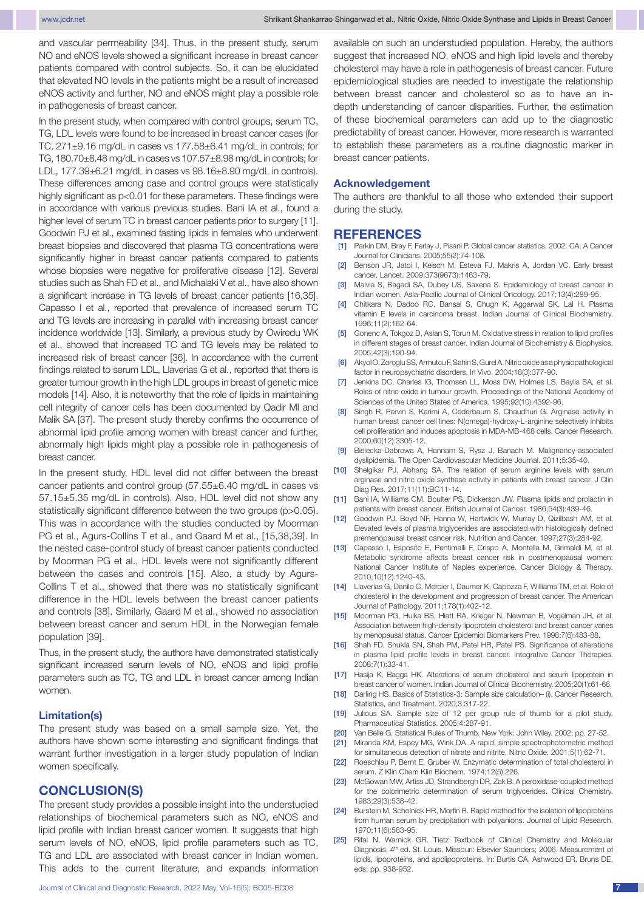and vascular permeability [34]. Thus, in the present study, serum NO and eNOS levels showed a significant increase in breast cancer patients compared with control subjects. So, it can be elucidated that elevated NO levels in the patients might be a result of increased eNOS activity and further, NO and eNOS might play a possible role in pathogenesis of breast cancer.

In the present study, when compared with control groups, serum TC, TG, LDL levels were found to be increased in breast cancer cases (for TC, 271±9.16 mg/dL in cases vs 177.58±6.41 mg/dL in controls; for TG, 180.70±8.48 mg/dL in cases vs 107.57±8.98 mg/dL in controls; for LDL, 177.39±6.21 mg/dL in cases vs 98.16±8.90 mg/dL in controls). These differences among case and control groups were statistically highly significant as $p<0.01$ for these parameters. These findings were in accordance with various previous studies. Bani IA et al., found a higher level of serum TC in breast cancer patients prior to surgery [11]. Goodwin PJ et al., examined fasting lipids in females who underwent breast biopsies and discovered that plasma TG concentrations were significantly higher in breast cancer patients compared to patients whose biopsies were negative for proliferative disease [12]. Several studies such as Shah FD et al., and Michalaki V et al., have also shown a significant increase in TG levels of breast cancer patients [16,35]. Capasso I et al., reported that prevalence of increased serum TC and TG levels are increasing in parallel with increasing breast cancer incidence worldwide [13]. Similarly, a previous study by Owiredu WK et al., showed that increased TC and TG levels may be related to increased risk of breast cancer [36]. In accordance with the current findings related to serum LDL, Llaverias G et al., reported that there is greater tumour growth in the high LDL groups in breast of genetic mice models [14]. Also, it is noteworthy that the role of lipids in maintaining cell integrity of cancer cells has been documented by Qadir MI and Malik SA [37]. The present study thereby confirms the occurrence of abnormal lipid profile among women with breast cancer and further, abnormally high lipids might play a possible role in pathogenesis of breast cancer.

In the present study, HDL level did not differ between the breast cancer patients and control group (57.55±6.40 mg/dL in cases vs 57.15±5.35 mg/dL in controls). Also, HDL level did not show any statistically significant difference between the two groups ($p>0.05$). This was in accordance with the studies conducted by Moorman PG et al., Agurs-Collins T et al., and Gaard M et al., [15,38,39]. In the nested case-control study of breast cancer patients conducted by Moorman PG et al., HDL levels were not significantly different between the cases and controls [15]. Also, a study by Agurs-Collins T et al., showed that there was no statistically significant difference in the HDL levels between the breast cancer patients and controls [38]. Similarly, Gaard M et al., showed no association between breast cancer and serum HDL in the Norwegian female population [39].

Thus, in the present study, the authors have demonstrated statistically significant increased serum levels of NO, eNOS and lipid profile parameters such as TC, TG and LDL in breast cancer among Indian women.

### Limitation(s)

The present study was based on a small sample size. Yet, the authors have shown some interesting and significant findings that warrant further investigation in a larger study population of Indian women specifically.

## CONCLUSION(S)

The present study provides a possible insight into the understudied relationships of biochemical parameters such as NO, eNOS and lipid profile with Indian breast cancer women. It suggests that high serum levels of NO, eNOS, lipid profile parameters such as TC, TG and LDL are associated with breast cancer in Indian women. This adds to the current literature, and expands information available on such an understudied population. Hereby, the authors suggest that increased NO, eNOS and high lipid levels and thereby cholesterol may have a role in pathogenesis of breast cancer. Future epidemiological studies are needed to investigate the relationship between breast cancer and cholesterol so as to have an in-depth understanding of cancer disparities. Further, the estimation of these biochemical parameters can add up to the diagnostic predictability of breast cancer. However, more research is warranted to establish these parameters as a routine diagnostic marker in breast cancer patients.

### Acknowledgement

The authors are thankful to all those who extended their support during the study.

## REFERENCES

[1] Parkin DM, Bray F, Ferlay J, Pisani P. Global cancer statistics, 2002. CA: A Cancer Journal for Clinicians. 2005;55(2):74-108.

[2] Benson JR, Jatoi I, Keisch M, Esteva FJ, Makris A, Jordan VC. Early breast cancer. Lancet. 2009;373(9673):1463-79.

[3] Malvia S, Bagadi SA, Dubey US, Saxena S. Epidemiology of breast cancer in Indian women. Asia-Pacific Journal of Clinical Oncology. 2017;13(4):289-95.

[4] Chitkara N, Dadoo RC, Bansal S, Chugh K, Aggarwal SK, Lal H. Plasma vitamin E levels in carcinoma breast. Indian Journal of Clinical Biochemistry. 1996;11(2):162-64.

[5] Gonenc A, Tokgoz D, Aslan S, Torun M. Oxidative stress in relation to lipid profiles in different stages of breast cancer. Indian Journal of Biochemistry & Biophysics. 2005;42(3):190-94.

[6] Akyol O, Zoroglu SS, Armutcu F, Sahin S, Gurel A. Nitric oxide as a physiopathological factor in neuropsychiatric disorders. In Vivo. 2004;18(3):377-90.

[7] Jenkins DC, Charles IG, Thomsen LL, Moss DW, Holmes LS, Baylis SA, et al. Roles of nitric oxide in tumour growth. Proceedings of the National Academy of Sciences of the United States of America. 1995;92(10):4392-96.

[8] Singh R, Pervin S, Karimi A, Cederbaum S, Chaudhuri G. Arginase activity in human breast cancer cell lines: N(omega)-hydroxy-L-arginine selectively inhibits cell proliferation and induces apoptosis in MDA-MB-468 cells. Cancer Research. 2000;60(12):3305-12.

[9] Bielecka-Dabrowa A, Hannam S, Rysz J, Banach M. Malignancy-associated dyslipidemia. The Open Cardiovascular Medicine Journal. 2011;5:35-40.

[10] Shelgikar PJ, Abhang SA. The relation of serum arginine levels with serum arginase and nitric oxide synthase activity in patients with breast cancer. J Clin Diag Res. 2017;11(11):BC11-14.

[11] Bani IA, Williams CM, Boulter PS, Dickerson JW. Plasma lipids and prolactin in patients with breast cancer. British Journal of Cancer. 1986;54(3):439-46.

[12] Goodwin PJ, Boyd NF, Hanna W, Hartwick W, Murray D, Qizilbash AM, et al. Elevated levels of plasma triglycerides are associated with histologically defined premenopausal breast cancer risk. Nutrition and Cancer. 1997;27(3):284-92.

[13] Capasso I, Esposito E, Pentimalli F, Crispo A, Montella M, Grimaldi M, et al. Metabolic syndrome affects breast cancer risk in postmenopausal women: National Cancer Institute of Naples experience. Cancer Biology & Therapy. 2010;10(12):1240-43.

[14] Llaverias G, Danilo C, Mercier I, Daumer K, Capozza F, Williams TM, et al. Role of cholesterol in the development and progression of breast cancer. The American Journal of Pathology. 2011;178(1):402-12.

[15] Moorman PG, Hulka BS, Hiatt RA, Krieger N, Newman B, Vogelman JH, et al. Association between high-density lipoprotein cholesterol and breast cancer varies by menopausal status. Cancer Epidemiol Biomarkers Prev. 1998;7(6):483-88.

[16] Shah FD, Shukla SN, Shah PM, Patel HR, Patel PS. Significance of alterations in plasma lipid profile levels in breast cancer. Integrative Cancer Therapies. 2008;7(1):33-41.

[17] Hasija K, Bagga HK. Alterations of serum cholesterol and serum lipoprotein in breast cancer of women. Indian Journal of Clinical Biochemistry. 2005;20(1):61-66.

[18] Darling HS. Basics of Statistics-3: Sample size calculation– (i). Cancer Research, Statistics, and Treatment. 2020;3:317-22.

[19] Julious SA. Sample size of 12 per group rule of thumb for a pilot study. Pharmaceutical Statistics. 2005;4:287-91.

[20] Van Belle G. Statistical Rules of Thumb. New York: John Wiley. 2002; pp. 27-52.

[21] Miranda KM, Espey MG, Wink DA. A rapid, simple spectrophotometric method for simultaneous detection of nitrate and nitrite. Nitric Oxide. 2001;5(1):62-71.

[22] Roeschlau P, Bernt E, Gruber W. Enzymatic determination of total cholesterol in serum. Z Klin Chem Klin Biochem. 1974;12(5):226.

[23] McGowan MW, Artiss JD, Strandbergh DR, Zak B. A peroxidase-coupled method for the colorimetric determination of serum triglycerides. Clinical Chemistry. 1983;29(3):538-42.

[24] Burstein M, Scholnick HR, Morfin R. Rapid method for the isolation of lipoproteins from human serum by precipitation with polyanions. Journal of Lipid Research. 1970;11(6):583-95.

[25] Rifai N, Warnick GR. Tietz Textbook of Clinical Chemistry and Molecular Diagnosis. 4th ed. St. Louis, Missouri: Elsevier Saunders; 2006. Measurement of lipids, lipoproteins, and apolipoproteins. In: Burtis CA, Ashwood ER, Bruns DE, eds; pp. 938-952.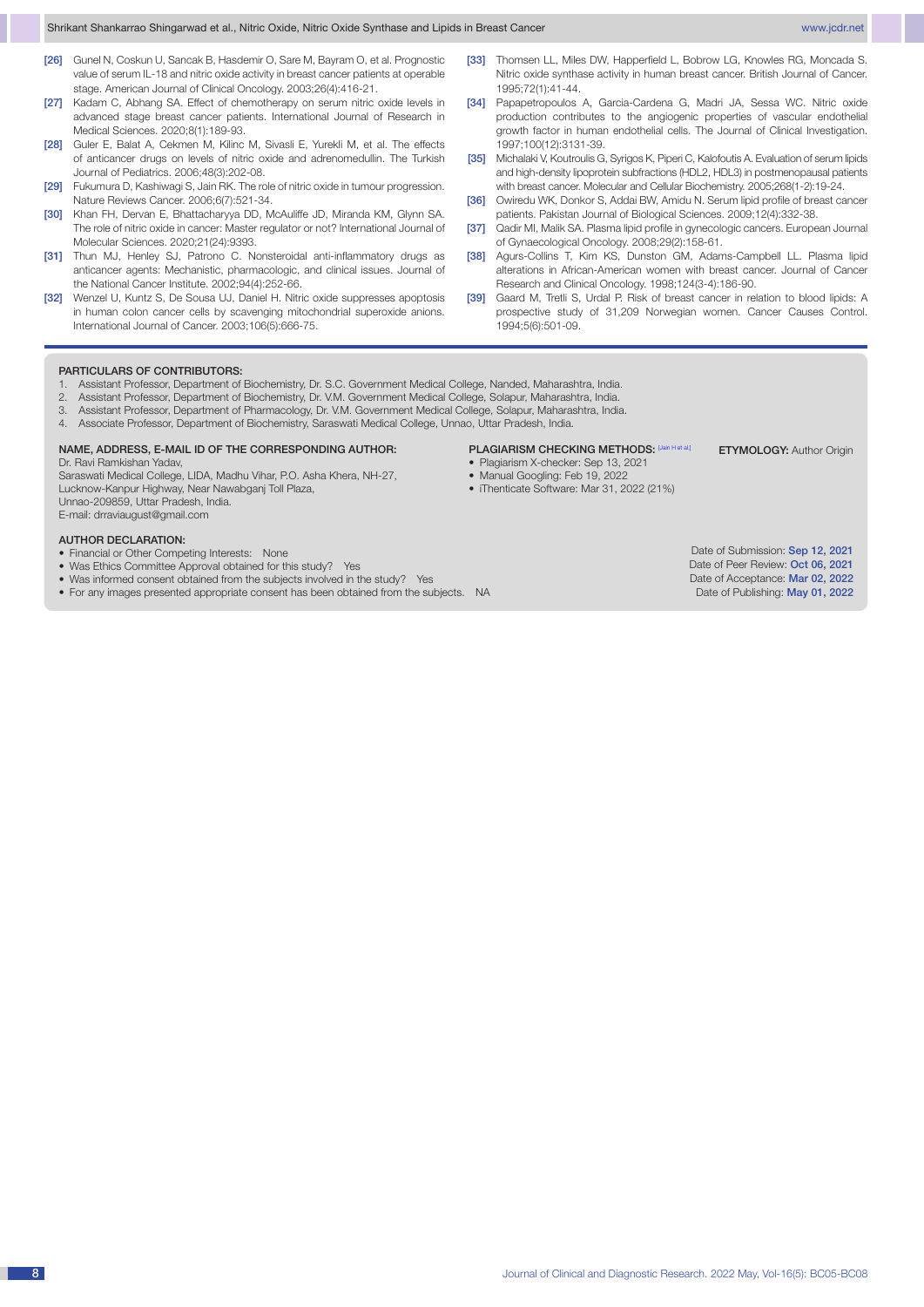[26] Gunel N, Coskun U, Sancak B, Hasdemir O, Sare M, Bayram O, et al. Prognostic value of serum IL-18 and nitric oxide activity in breast cancer patients at operable stage. American Journal of Clinical Oncology. 2003;26(4):416-21.

[27] Kadam C, Abhang SA. Effect of chemotherapy on serum nitric oxide levels in advanced stage breast cancer patients. International Journal of Research in Medical Sciences. 2020;8(1):189-93.

[28] Guler E, Balat A, Cekmen M, Kilinc M, Sivasli E, Yurekli M, et al. The effects of anticancer drugs on levels of nitric oxide and adrenomedullin. The Turkish Journal of Pediatrics. 2006;48(3):202-08.

[29] Fukumura D, Kashiwagi S, Jain RK. The role of nitric oxide in tumour progression. Nature Reviews Cancer. 2006;6(7):521-34.

[30] Khan FH, Dervan E, Bhattacharyya DD, McAuliffe JD, Miranda KM, Glynn SA. The role of nitric oxide in cancer: Master regulator or not? International Journal of Molecular Sciences. 2020;21(24):9393.

[31] Thun MJ, Henley SJ, Patrono C. Nonsteroidal anti-inflammatory drugs as anticancer agents: Mechanistic, pharmacologic, and clinical issues. Journal of the National Cancer Institute. 2002;94(4):252-66.

[32] Wenzel U, Kuntz S, De Sousa UJ, Daniel H. Nitric oxide suppresses apoptosis in human colon cancer cells by scavenging mitochondrial superoxide anions. International Journal of Cancer. 2003;106(5):666-75.

[33] Thomsen LL, Miles DW, Happerfield L, Bobrow LG, Knowles RG, Moncada S. Nitric oxide synthase activity in human breast cancer. British Journal of Cancer. 1995;72(1):41-44.

[34] Papapetropoulos A, Garcia-Cardena G, Madri JA, Sessa WC. Nitric oxide production contributes to the angiogenic properties of vascular endothelial growth factor in human endothelial cells. The Journal of Clinical Investigation. 1997;100(12):3131-39.

[35] Michalaki V, Koutroulis G, Syrigos K, Piperi C, Kalofoutis A. Evaluation of serum lipids and high-density lipoprotein subfractions (HDL2, HDL3) in postmenopausal patients with breast cancer. Molecular and Cellular Biochemistry. 2005;268(1-2):19-24.

[36] Owiredu WK, Donkor S, Addai BW, Amidu N. Serum lipid profile of breast cancer patients. Pakistan Journal of Biological Sciences. 2009;12(4):332-38.

[37] Qadir MI, Malik SA. Plasma lipid profile in gynecologic cancers. European Journal of Gynaecological Oncology. 2008;29(2):158-61.

[38] Agurs-Collins T, Kim KS, Dunston GM, Adams-Campbell LL. Plasma lipid alterations in African-American women with breast cancer. Journal of Cancer Research and Clinical Oncology. 1998;124(3-4):186-90.

[39] Gaard M, Tretli S, Urdal P. Risk of breast cancer in relation to blood lipids: A prospective study of 31,209 Norwegian women. Cancer Causes Control. 1994;5(6):501-09.

**PARTICULARS OF CONTRIBUTORS:**

1. Assistant Professor, Department of Biochemistry, Dr. S.C. Government Medical College, Nanded, Maharashtra, India.
2. Assistant Professor, Department of Biochemistry, Dr. V.M. Government Medical College, Solapur, Maharashtra, India.
3. Assistant Professor, Department of Pharmacology, Dr. V.M. Government Medical College, Solapur, Maharashtra, India.
4. Associate Professor, Department of Biochemistry, Saraswati Medical College, Unnao, Uttar Pradesh, India.

**NAME, ADDRESS, E-MAIL ID OF THE CORRESPONDING AUTHOR:**

Dr. Ravi Ramkishan Yadav,
Saraswati Medical College, LIDA, Madhu Vihar, P.O. Asha Khera, NH-27,
Lucknow-Kanpur Highway, Near Nawabganj Toll Plaza,
Unnao-209859, Uttar Pradesh, India.
E-mail: drraviaugust@gmail.com

**PLAGIARISM CHECKING METHODS:** [Jain H et al.]

- Plagiarism X-checker: Sep 13, 2021
- Manual Googling: Feb 19, 2022
- iThenticate Software: Mar 31, 2022 (21%)

**ETYMOLOGY:** Author Origin

**AUTHOR DECLARATION:**

- Financial or Other Competing Interests: None
- Was Ethics Committee Approval obtained for this study? Yes
- Was informed consent obtained from the subjects involved in the study? Yes
- For any images presented appropriate consent has been obtained from the subjects. NA

Date of Submission: **Sep 12, 2021**
Date of Peer Review: **Oct 06, 2021**
Date of Acceptance: **Mar 02, 2022**
Date of Publishing: **May 01, 2022**